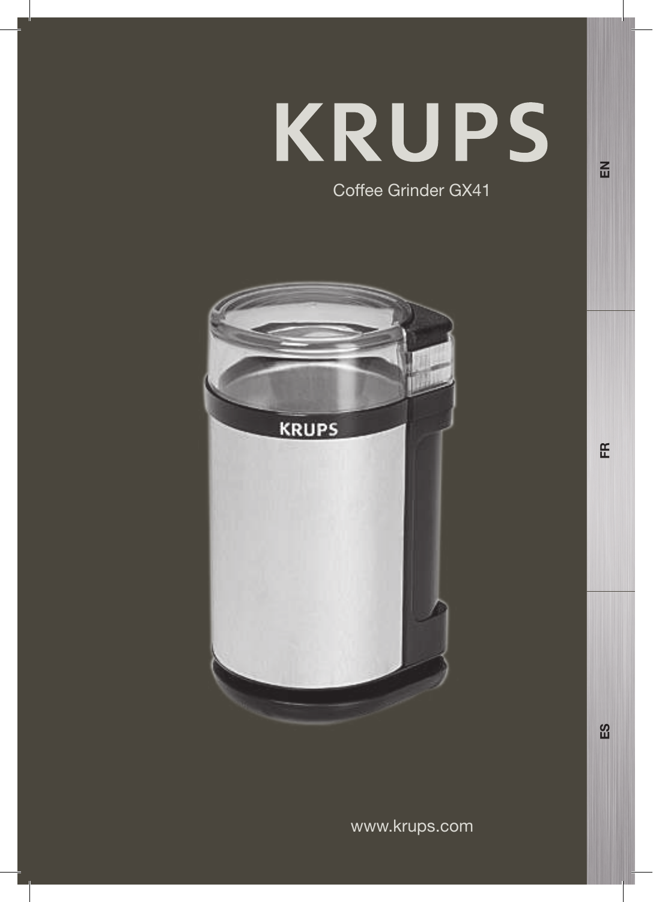# KRUPS

Coffee Grinder GX41

EN

FR

ES

www.krups.com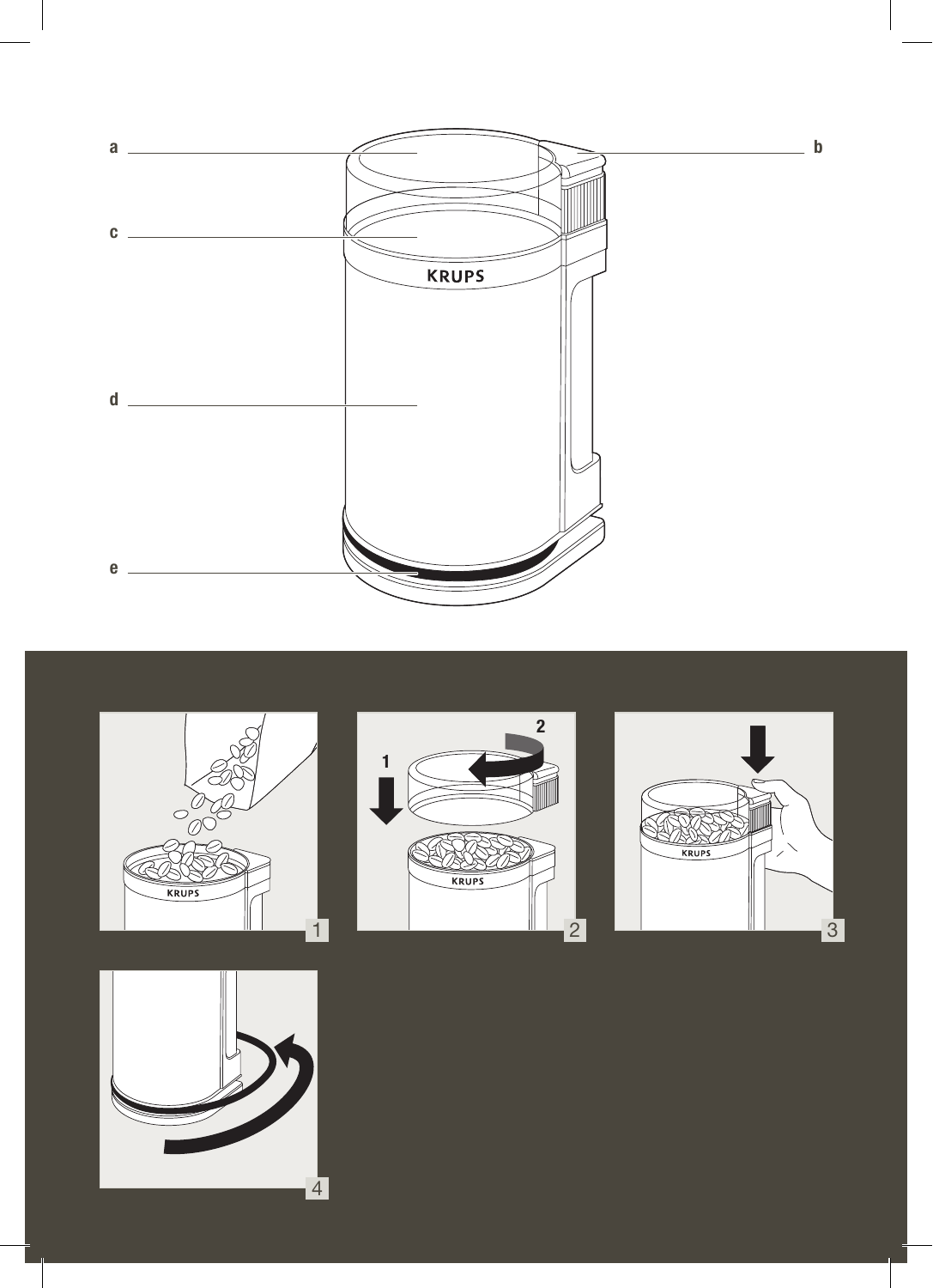a

b

c

d

e

1

2

3

4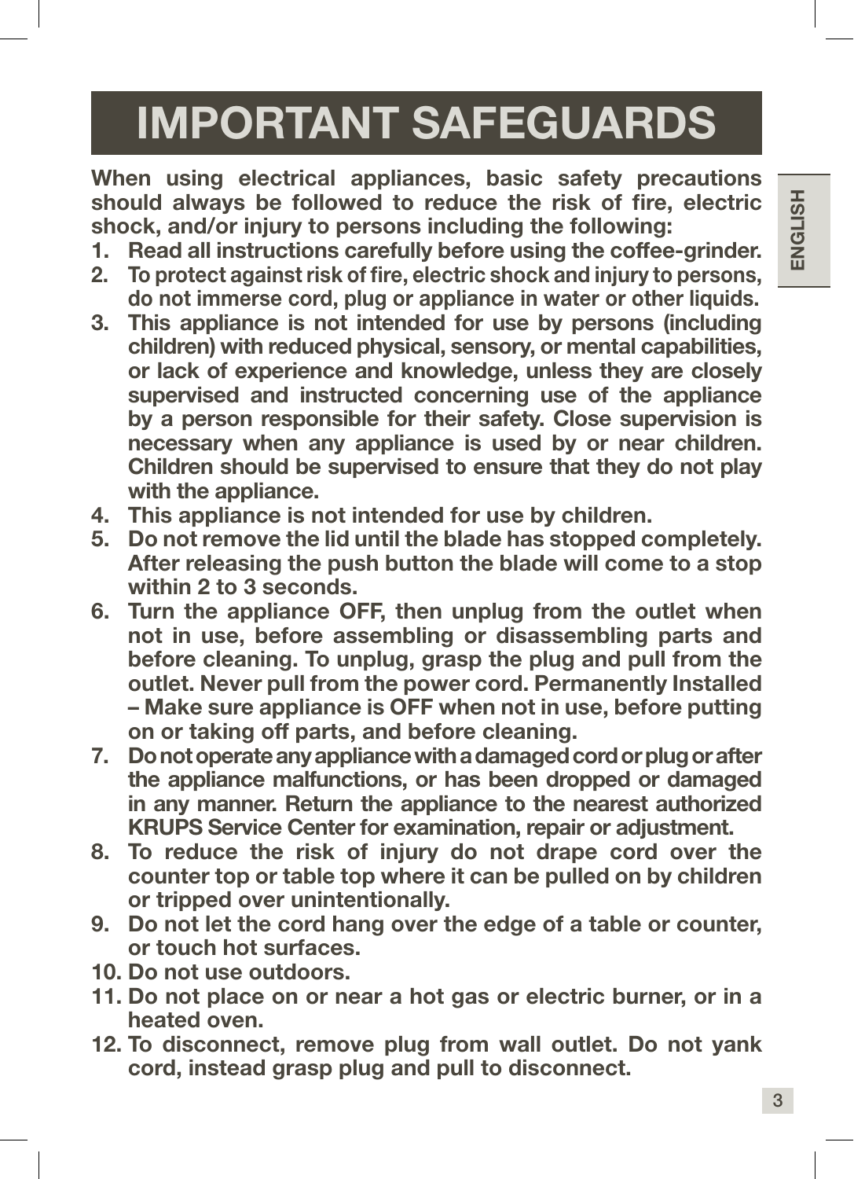# IMPORTANT SAFEGUARDS

**When using electrical appliances, basic safety precautions should always be followed to reduce the risk of fire, electric shock, and/or injury to persons including the following:**

1. **Read all instructions carefully before using the coffee-grinder.**
2. **To protect against risk of fire, electric shock and injury to persons, do not immerse cord, plug or appliance in water or other liquids.**
3. **This appliance is not intended for use by persons (including children) with reduced physical, sensory, or mental capabilities, or lack of experience and knowledge, unless they are closely supervised and instructed concerning use of the appliance by a person responsible for their safety. Close supervision is necessary when any appliance is used by or near children. Children should be supervised to ensure that they do not play with the appliance.**
4. **This appliance is not intended for use by children.**
5. **Do not remove the lid until the blade has stopped completely. After releasing the push button the blade will come to a stop within 2 to 3 seconds.**
6. **Turn the appliance OFF, then unplug from the outlet when not in use, before assembling or disassembling parts and before cleaning. To unplug, grasp the plug and pull from the outlet. Never pull from the power cord. Permanently Installed – Make sure appliance is OFF when not in use, before putting on or taking off parts, and before cleaning.**
7. **Do not operate any appliance with a damaged cord or plug or after the appliance malfunctions, or has been dropped or damaged in any manner. Return the appliance to the nearest authorized KRUPS Service Center for examination, repair or adjustment.**
8. **To reduce the risk of injury do not drape cord over the counter top or table top where it can be pulled on by children or tripped over unintentionally.**
9. **Do not let the cord hang over the edge of a table or counter, or touch hot surfaces.**
10. **Do not use outdoors.**
11. **Do not place on or near a hot gas or electric burner, or in a heated oven.**
12. **To disconnect, remove plug from wall outlet. Do not yank cord, instead grasp plug and pull to disconnect.**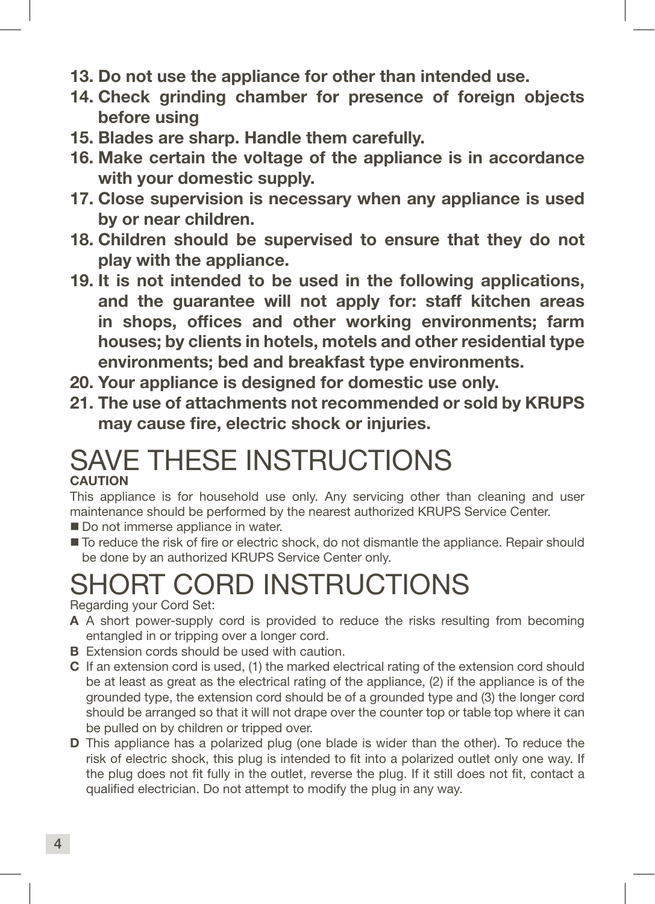13. **Do not use the appliance for other than intended use.**
14. **Check grinding chamber for presence of foreign objects before using**
15. **Blades are sharp. Handle them carefully.**
16. **Make certain the voltage of the appliance is in accordance with your domestic supply.**
17. **Close supervision is necessary when any appliance is used by or near children.**
18. **Children should be supervised to ensure that they do not play with the appliance.**
19. **It is not intended to be used in the following applications, and the guarantee will not apply for: staff kitchen areas in shops, offices and other working environments; farm houses; by clients in hotels, motels and other residential type environments; bed and breakfast type environments.**
20. **Your appliance is designed for domestic use only.**
21. **The use of attachments not recommended or sold by KRUPS may cause fire, electric shock or injuries.**

# SAVE THESE INSTRUCTIONS

**CAUTION**

This appliance is for household use only. Any servicing other than cleaning and user maintenance should be performed by the nearest authorized KRUPS Service Center.

- Do not immerse appliance in water.
- To reduce the risk of fire or electric shock, do not dismantle the appliance. Repair should be done by an authorized KRUPS Service Center only.

# SHORT CORD INSTRUCTIONS

Regarding your Cord Set:

**A** A short power-supply cord is provided to reduce the risks resulting from becoming entangled in or tripping over a longer cord.

**B** Extension cords should be used with caution.

**C** If an extension cord is used, (1) the marked electrical rating of the extension cord should be at least as great as the electrical rating of the appliance, (2) if the appliance is of the grounded type, the extension cord should be of a grounded type and (3) the longer cord should be arranged so that it will not drape over the counter top or table top where it can be pulled on by children or tripped over.

**D** This appliance has a polarized plug (one blade is wider than the other). To reduce the risk of electric shock, this plug is intended to fit into a polarized outlet only one way. If the plug does not fit fully in the outlet, reverse the plug. If it still does not fit, contact a qualified electrician. Do not attempt to modify the plug in any way.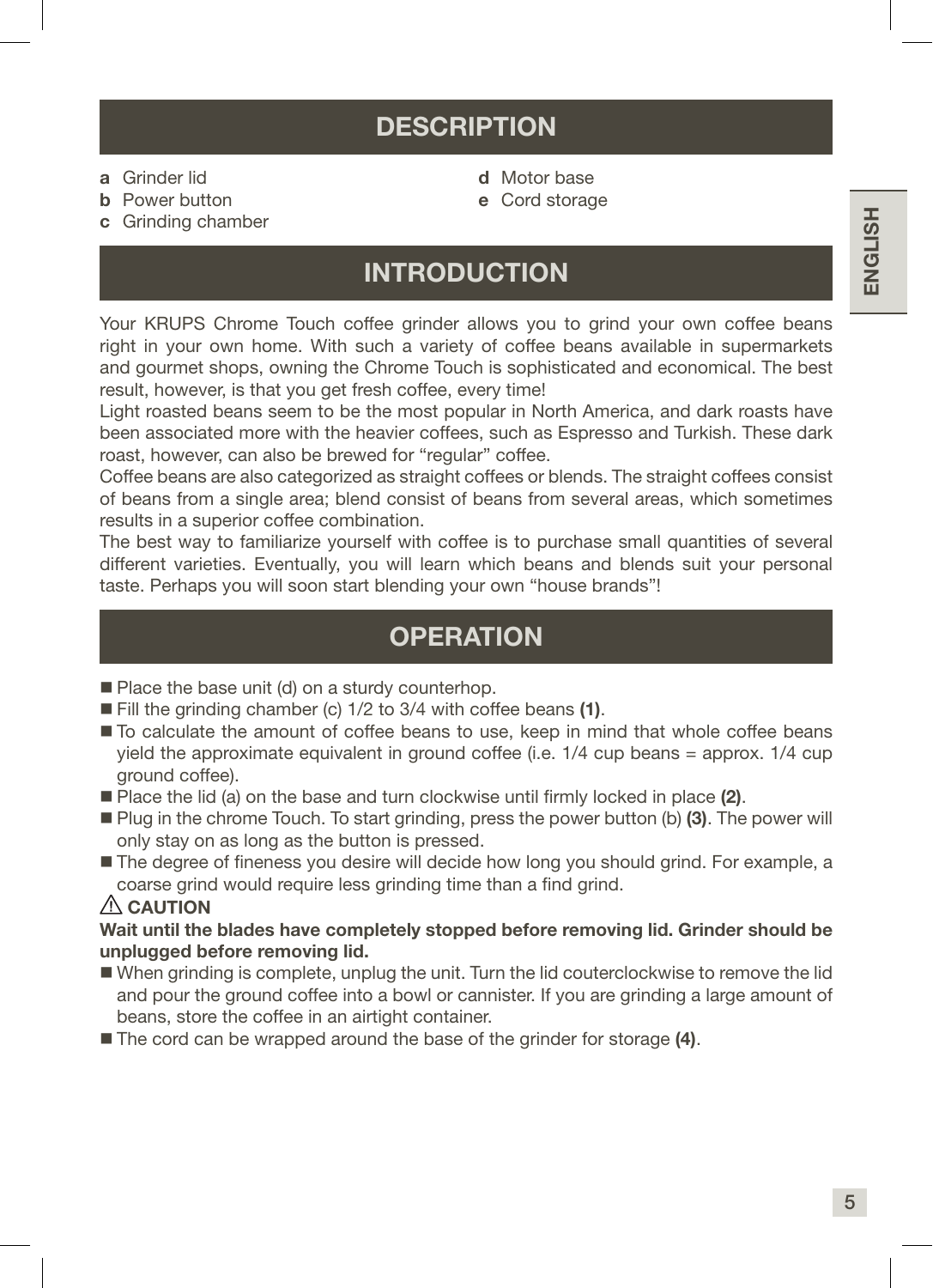## DESCRIPTION

**a** Grinder lid
**b** Power button
**c** Grinding chamber
**d** Motor base
**e** Cord storage

## INTRODUCTION

Your KRUPS Chrome Touch coffee grinder allows you to grind your own coffee beans right in your own home. With such a variety of coffee beans available in supermarkets and gourmet shops, owning the Chrome Touch is sophisticated and economical. The best result, however, is that you get fresh coffee, every time!
Light roasted beans seem to be the most popular in North America, and dark roasts have been associated more with the heavier coffees, such as Espresso and Turkish. These dark roast, however, can also be brewed for "regular" coffee.
Coffee beans are also categorized as straight coffees or blends. The straight coffees consist of beans from a single area; blend consist of beans from several areas, which sometimes results in a superior coffee combination.
The best way to familiarize yourself with coffee is to purchase small quantities of several different varieties. Eventually, you will learn which beans and blends suit your personal taste. Perhaps you will soon start blending your own "house brands"!

## OPERATION

- Place the base unit (d) on a sturdy counterhop.
- Fill the grinding chamber (c) 1/2 to 3/4 with coffee beans **(1)**.
- To calculate the amount of coffee beans to use, keep in mind that whole coffee beans yield the approximate equivalent in ground coffee (i.e. 1/4 cup beans = approx. 1/4 cup ground coffee).
- Place the lid (a) on the base and turn clockwise until firmly locked in place **(2)**.
- Plug in the chrome Touch. To start grinding, press the power button (b) **(3)**. The power will only stay on as long as the button is pressed.
- The degree of fineness you desire will decide how long you should grind. For example, a coarse grind would require less grinding time than a find grind.

⚠ **CAUTION**

**Wait until the blades have completely stopped before removing lid. Grinder should be unplugged before removing lid.**

- When grinding is complete, unplug the unit. Turn the lid couterclockwise to remove the lid and pour the ground coffee into a bowl or cannister. If you are grinding a large amount of beans, store the coffee in an airtight container.
- The cord can be wrapped around the base of the grinder for storage **(4)**.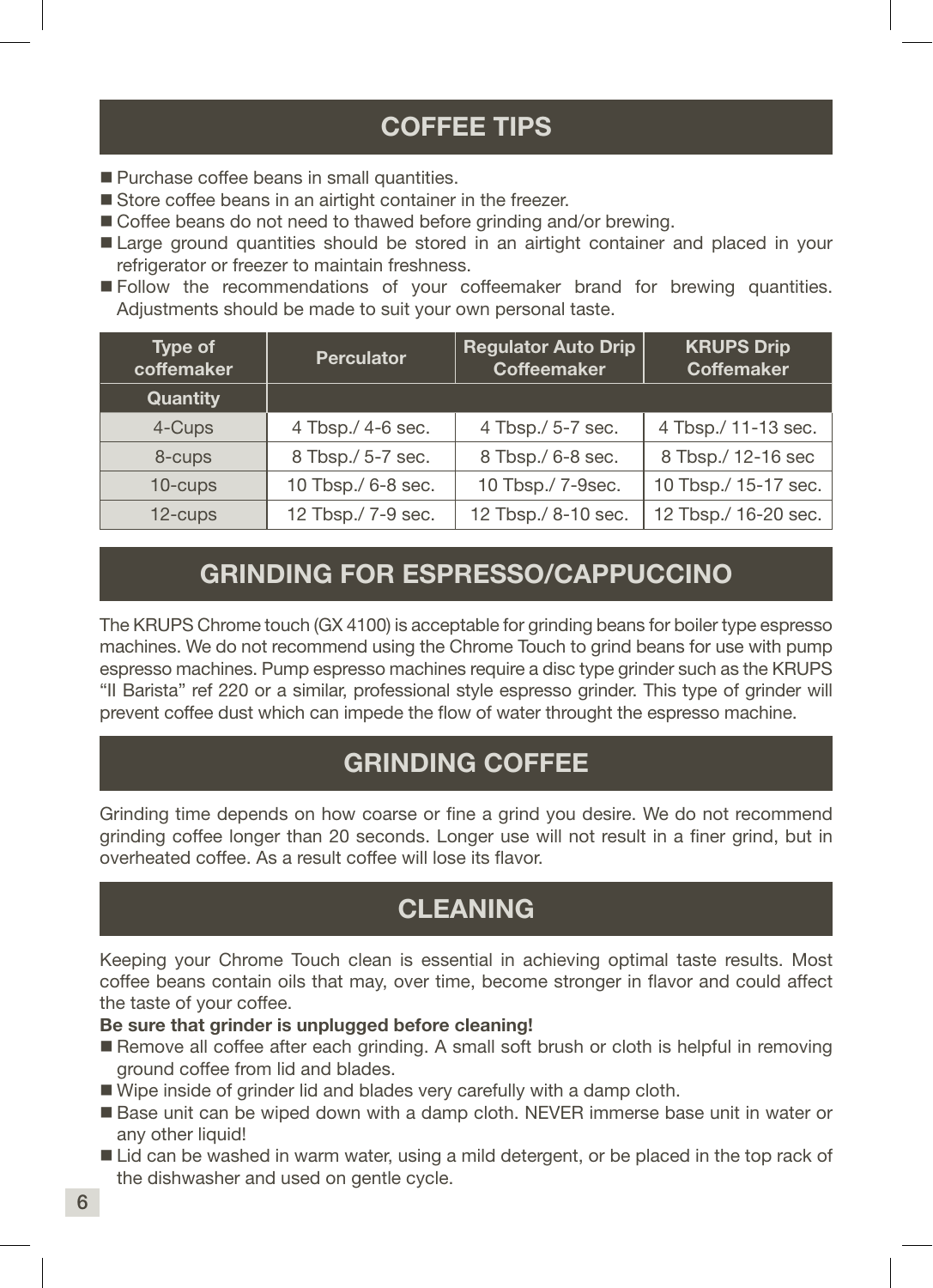## COFFEE TIPS

- Purchase coffee beans in small quantities.
- Store coffee beans in an airtight container in the freezer.
- Coffee beans do not need to thawed before grinding and/or brewing.
- Large ground quantities should be stored in an airtight container and placed in your refrigerator or freezer to maintain freshness.
- Follow the recommendations of your coffeemaker brand for brewing quantities. Adjustments should be made to suit your own personal taste.

| Type of coffemaker | Perculator | Regulator Auto Drip Coffeemaker | KRUPS Drip Coffemaker |
|---|---|---|---|
| **Quantity** | | | |
| 4-Cups | 4 Tbsp./ 4-6 sec. | 4 Tbsp./ 5-7 sec. | 4 Tbsp./ 11-13 sec. |
| 8-cups | 8 Tbsp./ 5-7 sec. | 8 Tbsp./ 6-8 sec. | 8 Tbsp./ 12-16 sec |
| 10-cups | 10 Tbsp./ 6-8 sec. | 10 Tbsp./ 7-9sec. | 10 Tbsp./ 15-17 sec. |
| 12-cups | 12 Tbsp./ 7-9 sec. | 12 Tbsp./ 8-10 sec. | 12 Tbsp./ 16-20 sec. |

## GRINDING FOR ESPRESSO/CAPPUCCINO

The KRUPS Chrome touch (GX 4100) is acceptable for grinding beans for boiler type espresso machines. We do not recommend using the Chrome Touch to grind beans for use with pump espresso machines. Pump espresso machines require a disc type grinder such as the KRUPS "Il Barista" ref 220 or a similar, professional style espresso grinder. This type of grinder will prevent coffee dust which can impede the flow of water throught the espresso machine.

## GRINDING COFFEE

Grinding time depends on how coarse or fine a grind you desire. We do not recommend grinding coffee longer than 20 seconds. Longer use will not result in a finer grind, but in overheated coffee. As a result coffee will lose its flavor.

## CLEANING

Keeping your Chrome Touch clean is essential in achieving optimal taste results. Most coffee beans contain oils that may, over time, become stronger in flavor and could affect the taste of your coffee.

**Be sure that grinder is unplugged before cleaning!**

- Remove all coffee after each grinding. A small soft brush or cloth is helpful in removing ground coffee from lid and blades.
- Wipe inside of grinder lid and blades very carefully with a damp cloth.
- Base unit can be wiped down with a damp cloth. NEVER immerse base unit in water or any other liquid!
- Lid can be washed in warm water, using a mild detergent, or be placed in the top rack of the dishwasher and used on gentle cycle.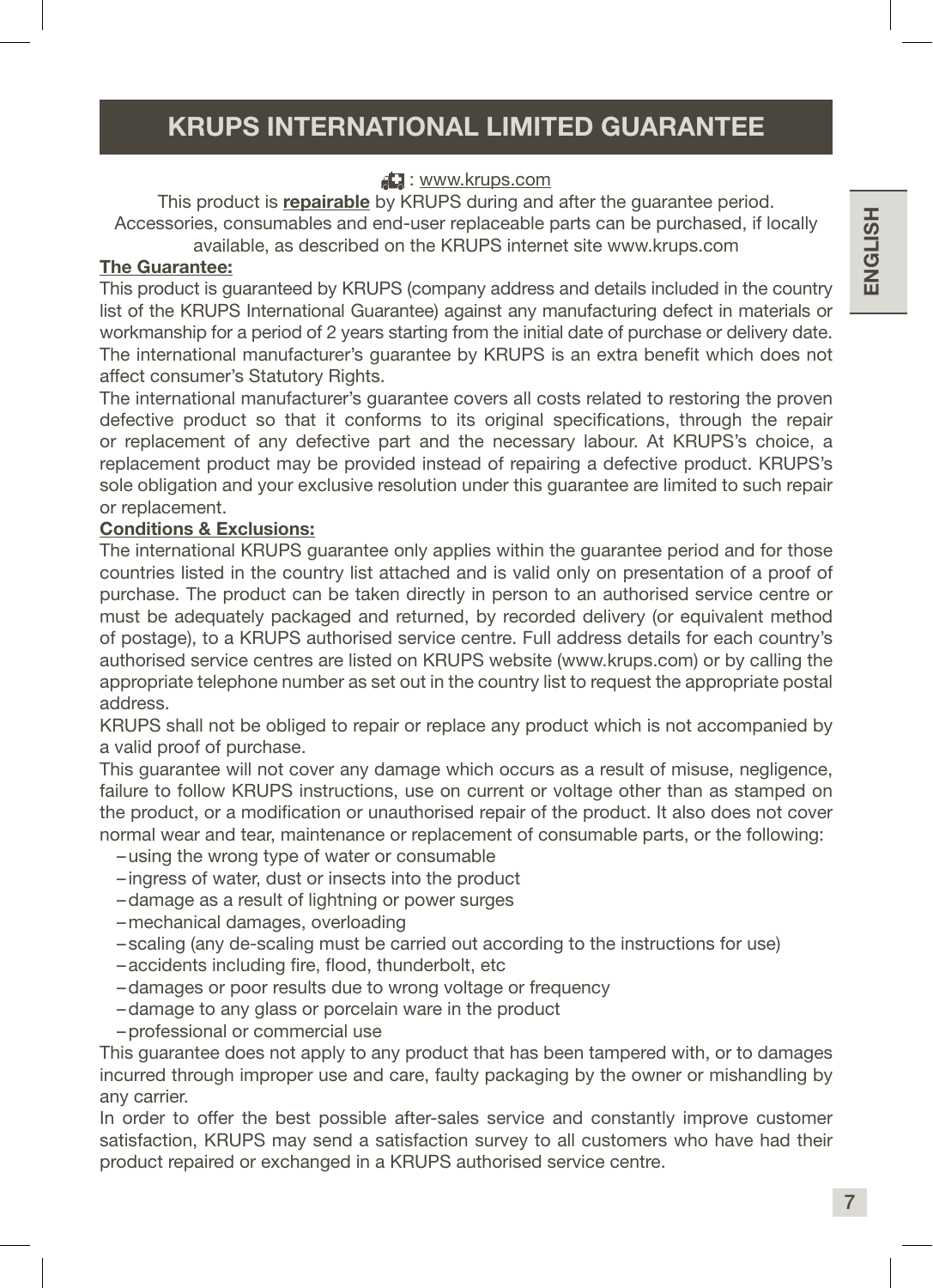# KRUPS INTERNATIONAL LIMITED GUARANTEE

: www.krups.com

This product is **repairable** by KRUPS during and after the guarantee period.
Accessories, consumables and end-user replaceable parts can be purchased, if locally available, as described on the KRUPS internet site www.krups.com

**The Guarantee:**

This product is guaranteed by KRUPS (company address and details included in the country list of the KRUPS International Guarantee) against any manufacturing defect in materials or workmanship for a period of 2 years starting from the initial date of purchase or delivery date.
The international manufacturer's guarantee by KRUPS is an extra benefit which does not affect consumer's Statutory Rights.
The international manufacturer's guarantee covers all costs related to restoring the proven defective product so that it conforms to its original specifications, through the repair or replacement of any defective part and the necessary labour. At KRUPS's choice, a replacement product may be provided instead of repairing a defective product. KRUPS's sole obligation and your exclusive resolution under this guarantee are limited to such repair or replacement.

**Conditions & Exclusions:**

The international KRUPS guarantee only applies within the guarantee period and for those countries listed in the country list attached and is valid only on presentation of a proof of purchase. The product can be taken directly in person to an authorised service centre or must be adequately packaged and returned, by recorded delivery (or equivalent method of postage), to a KRUPS authorised service centre. Full address details for each country's authorised service centres are listed on KRUPS website (www.krups.com) or by calling the appropriate telephone number as set out in the country list to request the appropriate postal address.
KRUPS shall not be obliged to repair or replace any product which is not accompanied by a valid proof of purchase.
This guarantee will not cover any damage which occurs as a result of misuse, negligence, failure to follow KRUPS instructions, use on current or voltage other than as stamped on the product, or a modification or unauthorised repair of the product. It also does not cover normal wear and tear, maintenance or replacement of consumable parts, or the following:

- using the wrong type of water or consumable
- ingress of water, dust or insects into the product
- damage as a result of lightning or power surges
- mechanical damages, overloading
- scaling (any de-scaling must be carried out according to the instructions for use)
- accidents including fire, flood, thunderbolt, etc
- damages or poor results due to wrong voltage or frequency
- damage to any glass or porcelain ware in the product
- professional or commercial use

This guarantee does not apply to any product that has been tampered with, or to damages incurred through improper use and care, faulty packaging by the owner or mishandling by any carrier.
In order to offer the best possible after-sales service and constantly improve customer satisfaction, KRUPS may send a satisfaction survey to all customers who have had their product repaired or exchanged in a KRUPS authorised service centre.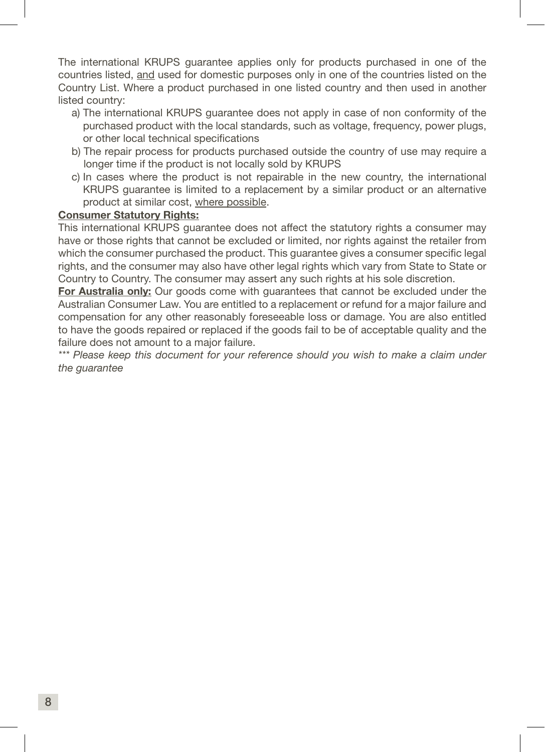The international KRUPS guarantee applies only for products purchased in one of the countries listed, <u>and</u> used for domestic purposes only in one of the countries listed on the Country List. Where a product purchased in one listed country and then used in another listed country:

a) The international KRUPS guarantee does not apply in case of non conformity of the purchased product with the local standards, such as voltage, frequency, power plugs, or other local technical specifications

b) The repair process for products purchased outside the country of use may require a longer time if the product is not locally sold by KRUPS

c) In cases where the product is not repairable in the new country, the international KRUPS guarantee is limited to a replacement by a similar product or an alternative product at similar cost, <u>where possible</u>.

**<u>Consumer Statutory Rights:</u>**

This international KRUPS guarantee does not affect the statutory rights a consumer may have or those rights that cannot be excluded or limited, nor rights against the retailer from which the consumer purchased the product. This guarantee gives a consumer specific legal rights, and the consumer may also have other legal rights which vary from State to State or Country to Country. The consumer may assert any such rights at his sole discretion.

**<u>For Australia only:</u>** Our goods come with guarantees that cannot be excluded under the Australian Consumer Law. You are entitled to a replacement or refund for a major failure and compensation for any other reasonably foreseeable loss or damage. You are also entitled to have the goods repaired or replaced if the goods fail to be of acceptable quality and the failure does not amount to a major failure.

*\*\*\* Please keep this document for your reference should you wish to make a claim under the guarantee*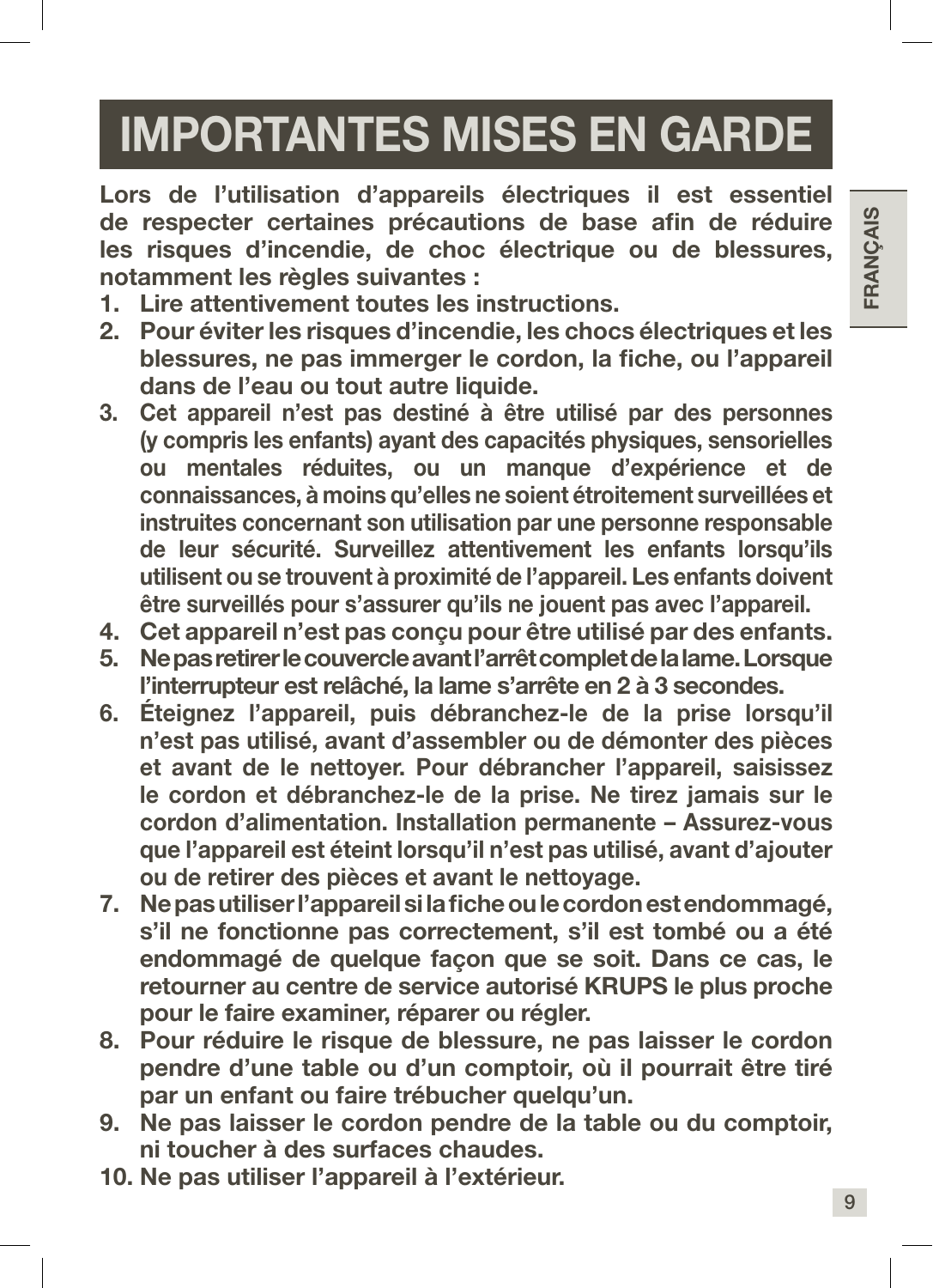# IMPORTANTES MISES EN GARDE

**Lors de l'utilisation d'appareils électriques il est essentiel de respecter certaines précautions de base afin de réduire les risques d'incendie, de choc électrique ou de blessures, notamment les règles suivantes :**

1. **Lire attentivement toutes les instructions.**
2. **Pour éviter les risques d'incendie, les chocs électriques et les blessures, ne pas immerger le cordon, la fiche, ou l'appareil dans de l'eau ou tout autre liquide.**
3. **Cet appareil n'est pas destiné à être utilisé par des personnes (y compris les enfants) ayant des capacités physiques, sensorielles ou mentales réduites, ou un manque d'expérience et de connaissances, à moins qu'elles ne soient étroitement surveillées et instruites concernant son utilisation par une personne responsable de leur sécurité. Surveillez attentivement les enfants lorsqu'ils utilisent ou se trouvent à proximité de l'appareil. Les enfants doivent être surveillés pour s'assurer qu'ils ne jouent pas avec l'appareil.**
4. **Cet appareil n'est pas conçu pour être utilisé par des enfants.**
5. **Ne pas retirer le couvercle avant l'arrêt complet de la lame. Lorsque l'interrupteur est relâché, la lame s'arrête en 2 à 3 secondes.**
6. **Éteignez l'appareil, puis débranchez-le de la prise lorsqu'il n'est pas utilisé, avant d'assembler ou de démonter des pièces et avant de le nettoyer. Pour débrancher l'appareil, saisissez le cordon et débranchez-le de la prise. Ne tirez jamais sur le cordon d'alimentation. Installation permanente – Assurez-vous que l'appareil est éteint lorsqu'il n'est pas utilisé, avant d'ajouter ou de retirer des pièces et avant le nettoyage.**
7. **Ne pas utiliser l'appareil si la fiche ou le cordon est endommagé, s'il ne fonctionne pas correctement, s'il est tombé ou a été endommagé de quelque façon que se soit. Dans ce cas, le retourner au centre de service autorisé KRUPS le plus proche pour le faire examiner, réparer ou régler.**
8. **Pour réduire le risque de blessure, ne pas laisser le cordon pendre d'une table ou d'un comptoir, où il pourrait être tiré par un enfant ou faire trébucher quelqu'un.**
9. **Ne pas laisser le cordon pendre de la table ou du comptoir, ni toucher à des surfaces chaudes.**
10. **Ne pas utiliser l'appareil à l'extérieur.**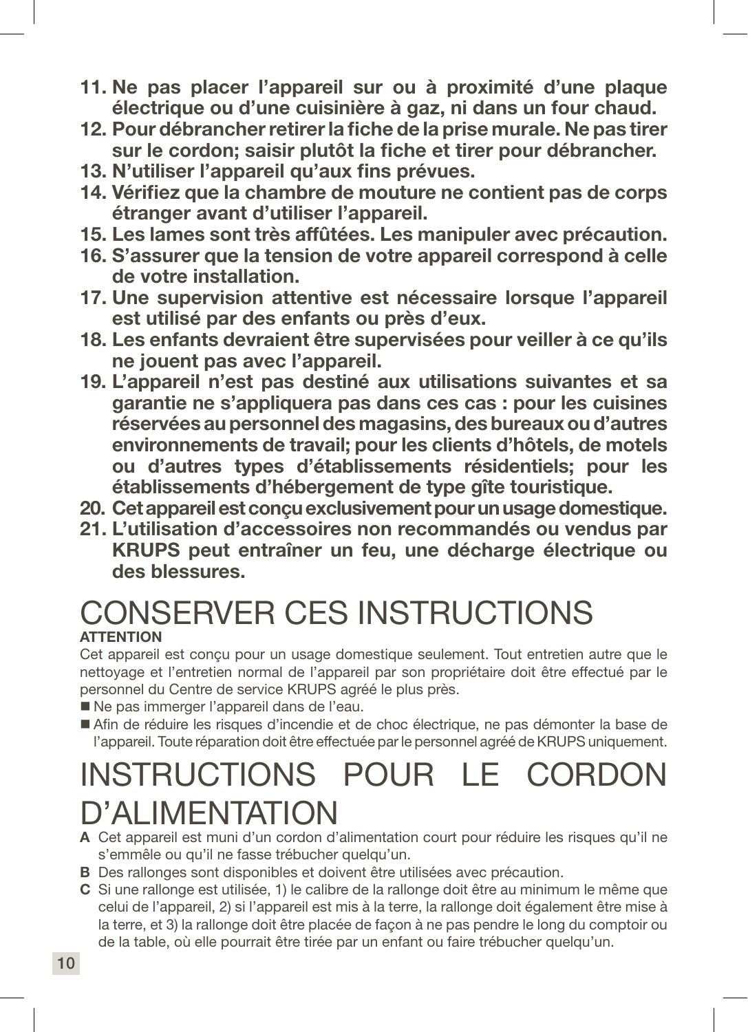11. **Ne pas placer l'appareil sur ou à proximité d'une plaque électrique ou d'une cuisinière à gaz, ni dans un four chaud.**
12. **Pour débrancher retirer la fiche de la prise murale. Ne pas tirer sur le cordon; saisir plutôt la fiche et tirer pour débrancher.**
13. **N'utiliser l'appareil qu'aux fins prévues.**
14. **Vérifiez que la chambre de mouture ne contient pas de corps étranger avant d'utiliser l'appareil.**
15. **Les lames sont très affûtées. Les manipuler avec précaution.**
16. **S'assurer que la tension de votre appareil correspond à celle de votre installation.**
17. **Une supervision attentive est nécessaire lorsque l'appareil est utilisé par des enfants ou près d'eux.**
18. **Les enfants devraient être supervisées pour veiller à ce qu'ils ne jouent pas avec l'appareil.**
19. **L'appareil n'est pas destiné aux utilisations suivantes et sa garantie ne s'appliquera pas dans ces cas : pour les cuisines réservées au personnel des magasins, des bureaux ou d'autres environnements de travail; pour les clients d'hôtels, de motels ou d'autres types d'établissements résidentiels; pour les établissements d'hébergement de type gîte touristique.**
20. **Cet appareil est conçu exclusivement pour un usage domestique.**
21. **L'utilisation d'accessoires non recommandés ou vendus par KRUPS peut entraîner un feu, une décharge électrique ou des blessures.**

# CONSERVER CES INSTRUCTIONS

**ATTENTION**

Cet appareil est conçu pour un usage domestique seulement. Tout entretien autre que le nettoyage et l'entretien normal de l'appareil par son propriétaire doit être effectué par le personnel du Centre de service KRUPS agréé le plus près.

- Ne pas immerger l'appareil dans de l'eau.
- Afin de réduire les risques d'incendie et de choc électrique, ne pas démonter la base de l'appareil. Toute réparation doit être effectuée par le personnel agréé de KRUPS uniquement.

# INSTRUCTIONS POUR LE CORDON D'ALIMENTATION

**A** Cet appareil est muni d'un cordon d'alimentation court pour réduire les risques qu'il ne s'emmêle ou qu'il ne fasse trébucher quelqu'un.

**B** Des rallonges sont disponibles et doivent être utilisées avec précaution.

**C** Si une rallonge est utilisée, 1) le calibre de la rallonge doit être au minimum le même que celui de l'appareil, 2) si l'appareil est mis à la terre, la rallonge doit également être mise à la terre, et 3) la rallonge doit être placée de façon à ne pas pendre le long du comptoir ou de la table, où elle pourrait être tirée par un enfant ou faire trébucher quelqu'un.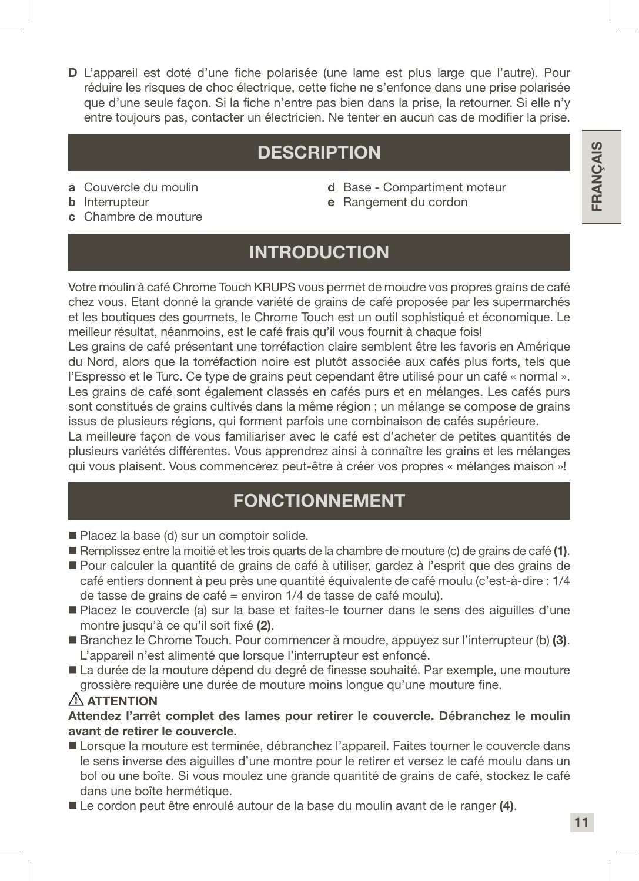**D** L'appareil est doté d'une fiche polarisée (une lame est plus large que l'autre). Pour réduire les risques de choc électrique, cette fiche ne s'enfonce dans une prise polarisée que d'une seule façon. Si la fiche n'entre pas bien dans la prise, la retourner. Si elle n'y entre toujours pas, contacter un électricien. Ne tenter en aucun cas de modifier la prise.

## DESCRIPTION

**a** Couvercle du moulin
**b** Interrupteur
**c** Chambre de mouture
**d** Base - Compartiment moteur
**e** Rangement du cordon

## INTRODUCTION

Votre moulin à café Chrome Touch KRUPS vous permet de moudre vos propres grains de café chez vous. Etant donné la grande variété de grains de café proposée par les supermarchés et les boutiques des gourmets, le Chrome Touch est un outil sophistiqué et économique. Le meilleur résultat, néanmoins, est le café frais qu'il vous fournit à chaque fois!
Les grains de café présentant une torréfaction claire semblent être les favoris en Amérique du Nord, alors que la torréfaction noire est plutôt associée aux cafés plus forts, tels que l'Espresso et le Turc. Ce type de grains peut cependant être utilisé pour un café « normal ».
Les grains de café sont également classés en cafés purs et en mélanges. Les cafés purs sont constitués de grains cultivés dans la même région ; un mélange se compose de grains issus de plusieurs régions, qui forment parfois une combinaison de cafés supérieure.
La meilleure façon de vous familiariser avec le café est d'acheter de petites quantités de plusieurs variétés différentes. Vous apprendrez ainsi à connaître les grains et les mélanges qui vous plaisent. Vous commencerez peut-être à créer vos propres « mélanges maison »!

## FONCTIONNEMENT

- Placez la base (d) sur un comptoir solide.
- Remplissez entre la moitié et les trois quarts de la chambre de mouture (c) de grains de café **(1)**.
- Pour calculer la quantité de grains de café à utiliser, gardez à l'esprit que des grains de café entiers donnent à peu près une quantité équivalente de café moulu (c'est-à-dire : 1/4 de tasse de grains de café = environ 1/4 de tasse de café moulu).
- Placez le couvercle (a) sur la base et faites-le tourner dans le sens des aiguilles d'une montre jusqu'à ce qu'il soit fixé **(2)**.
- Branchez le Chrome Touch. Pour commencer à moudre, appuyez sur l'interrupteur (b) **(3)**. L'appareil n'est alimenté que lorsque l'interrupteur est enfoncé.
- La durée de la mouture dépend du degré de finesse souhaité. Par exemple, une mouture grossière requière une durée de mouture moins longue qu'une mouture fine.

⚠ **ATTENTION**

**Attendez l'arrêt complet des lames pour retirer le couvercle. Débranchez le moulin avant de retirer le couvercle.**

- Lorsque la mouture est terminée, débranchez l'appareil. Faites tourner le couvercle dans le sens inverse des aiguilles d'une montre pour le retirer et versez le café moulu dans un bol ou une boîte. Si vous moulez une grande quantité de grains de café, stockez le café dans une boîte hermétique.
- Le cordon peut être enroulé autour de la base du moulin avant de le ranger **(4)**.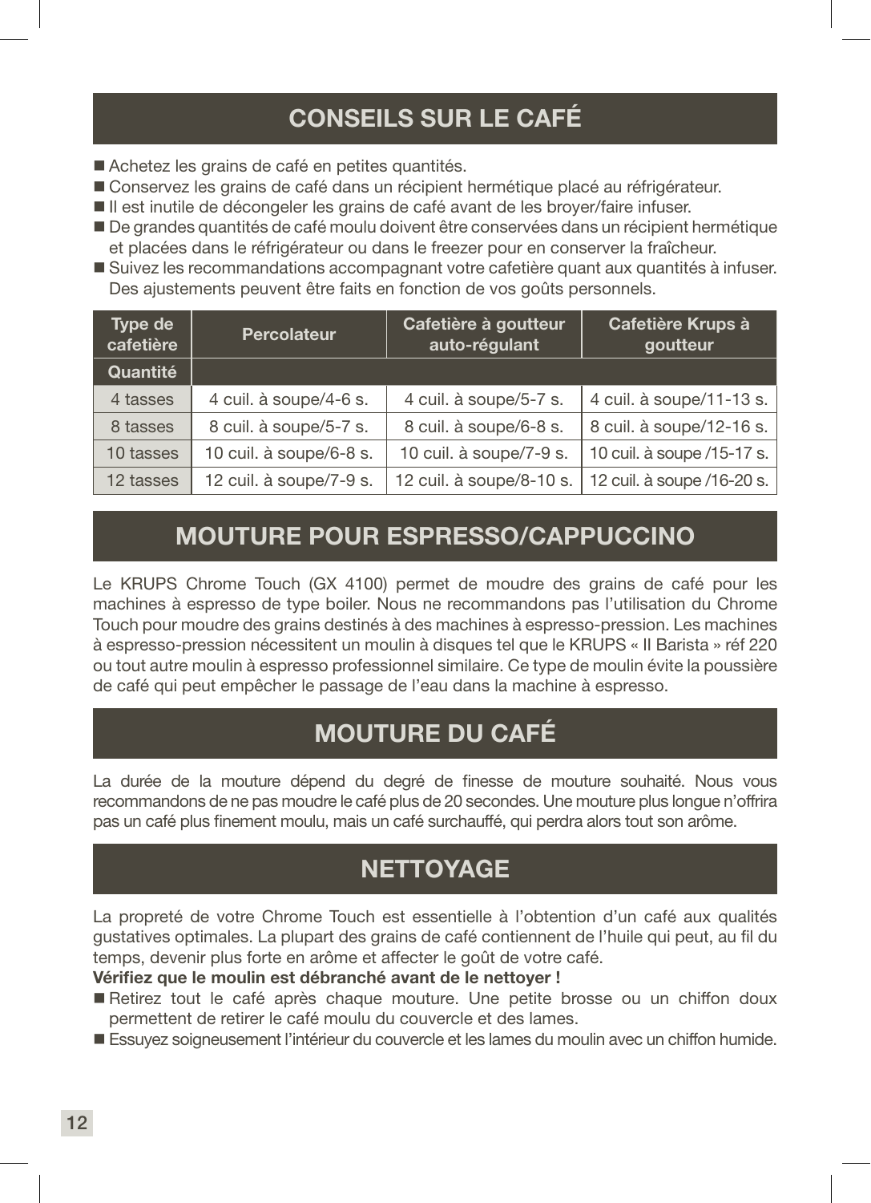## CONSEILS SUR LE CAFÉ

- Achetez les grains de café en petites quantités.
- Conservez les grains de café dans un récipient hermétique placé au réfrigérateur.
- Il est inutile de décongeler les grains de café avant de les broyer/faire infuser.
- De grandes quantités de café moulu doivent être conservées dans un récipient hermétique et placées dans le réfrigérateur ou dans le freezer pour en conserver la fraîcheur.
- Suivez les recommandations accompagnant votre cafetière quant aux quantités à infuser. Des ajustements peuvent être faits en fonction de vos goûts personnels.

| Type de cafetière | Percolateur | Cafetière à goutteur auto-régulant | Cafetière Krups à goutteur |
|---|---|---|---|
| **Quantité** | | | |
| 4 tasses | 4 cuil. à soupe/4-6 s. | 4 cuil. à soupe/5-7 s. | 4 cuil. à soupe/11-13 s. |
| 8 tasses | 8 cuil. à soupe/5-7 s. | 8 cuil. à soupe/6-8 s. | 8 cuil. à soupe/12-16 s. |
| 10 tasses | 10 cuil. à soupe/6-8 s. | 10 cuil. à soupe/7-9 s. | 10 cuil. à soupe /15-17 s. |
| 12 tasses | 12 cuil. à soupe/7-9 s. | 12 cuil. à soupe/8-10 s. | 12 cuil. à soupe /16-20 s. |

## MOUTURE POUR ESPRESSO/CAPPUCCINO

Le KRUPS Chrome Touch (GX 4100) permet de moudre des grains de café pour les machines à espresso de type boiler. Nous ne recommandons pas l'utilisation du Chrome Touch pour moudre des grains destinés à des machines à espresso-pression. Les machines à espresso-pression nécessitent un moulin à disques tel que le KRUPS « Il Barista » réf 220 ou tout autre moulin à espresso professionnel similaire. Ce type de moulin évite la poussière de café qui peut empêcher le passage de l'eau dans la machine à espresso.

## MOUTURE DU CAFÉ

La durée de la mouture dépend du degré de finesse de mouture souhaité. Nous vous recommandons de ne pas moudre le café plus de 20 secondes. Une mouture plus longue n'offrira pas un café plus finement moulu, mais un café surchauffé, qui perdra alors tout son arôme.

## NETTOYAGE

La propreté de votre Chrome Touch est essentielle à l'obtention d'un café aux qualités gustatives optimales. La plupart des grains de café contiennent de l'huile qui peut, au fil du temps, devenir plus forte en arôme et affecter le goût de votre café.

**Vérifiez que le moulin est débranché avant de le nettoyer !**

- Retirez tout le café après chaque mouture. Une petite brosse ou un chiffon doux permettent de retirer le café moulu du couvercle et des lames.
- Essuyez soigneusement l'intérieur du couvercle et les lames du moulin avec un chiffon humide.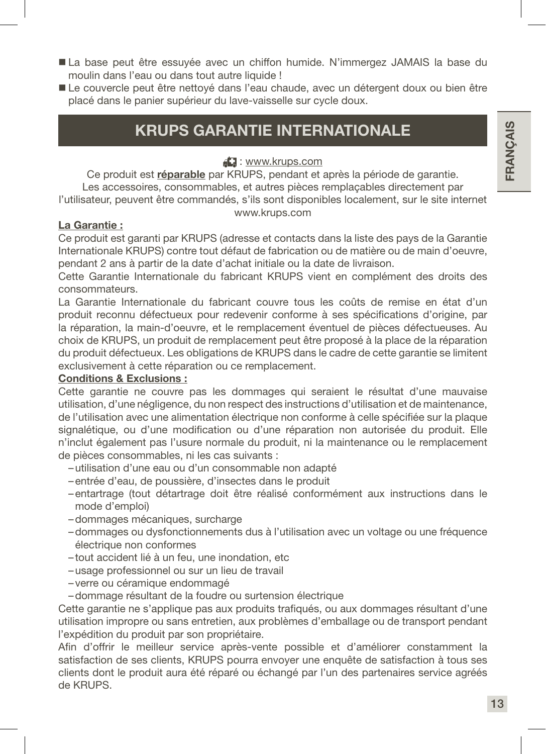- La base peut être essuyée avec un chiffon humide. N'immergez JAMAIS la base du moulin dans l'eau ou dans tout autre liquide !
- Le couvercle peut être nettoyé dans l'eau chaude, avec un détergent doux ou bien être placé dans le panier supérieur du lave-vaisselle sur cycle doux.

## KRUPS GARANTIE INTERNATIONALE

: www.krups.com

Ce produit est **réparable** par KRUPS, pendant et après la période de garantie.
Les accessoires, consommables, et autres pièces remplaçables directement par l'utilisateur, peuvent être commandés, s'ils sont disponibles localement, sur le site internet www.krups.com

**La Garantie :**

Ce produit est garanti par KRUPS (adresse et contacts dans la liste des pays de la Garantie Internationale KRUPS) contre tout défaut de fabrication ou de matière ou de main d'oeuvre, pendant 2 ans à partir de la date d'achat initiale ou la date de livraison.

Cette Garantie Internationale du fabricant KRUPS vient en complément des droits des consommateurs.

La Garantie Internationale du fabricant couvre tous les coûts de remise en état d'un produit reconnu défectueux pour redevenir conforme à ses spécifications d'origine, par la réparation, la main-d'oeuvre, et le remplacement éventuel de pièces défectueuses. Au choix de KRUPS, un produit de remplacement peut être proposé à la place de la réparation du produit défectueux. Les obligations de KRUPS dans le cadre de cette garantie se limitent exclusivement à cette réparation ou ce remplacement.

**Conditions & Exclusions :**

Cette garantie ne couvre pas les dommages qui seraient le résultat d'une mauvaise utilisation, d'une négligence, du non respect des instructions d'utilisation et de maintenance, de l'utilisation avec une alimentation électrique non conforme à celle spécifiée sur la plaque signalétique, ou d'une modification ou d'une réparation non autorisée du produit. Elle n'inclut également pas l'usure normale du produit, ni la maintenance ou le remplacement de pièces consommables, ni les cas suivants :

- utilisation d'une eau ou d'un consommable non adapté
- entrée d'eau, de poussière, d'insectes dans le produit
- entartrage (tout détartrage doit être réalisé conformément aux instructions dans le mode d'emploi)
- dommages mécaniques, surcharge
- dommages ou dysfonctionnements dus à l'utilisation avec un voltage ou une fréquence électrique non conformes
- tout accident lié à un feu, une inondation, etc
- usage professionnel ou sur un lieu de travail
- verre ou céramique endommagé
- dommage résultant de la foudre ou surtension électrique

Cette garantie ne s'applique pas aux produits trafiqués, ou aux dommages résultant d'une utilisation impropre ou sans entretien, aux problèmes d'emballage ou de transport pendant l'expédition du produit par son propriétaire.

Afin d'offrir le meilleur service après-vente possible et d'améliorer constamment la satisfaction de ses clients, KRUPS pourra envoyer une enquête de satisfaction à tous ses clients dont le produit aura été réparé ou échangé par l'un des partenaires service agréés de KRUPS.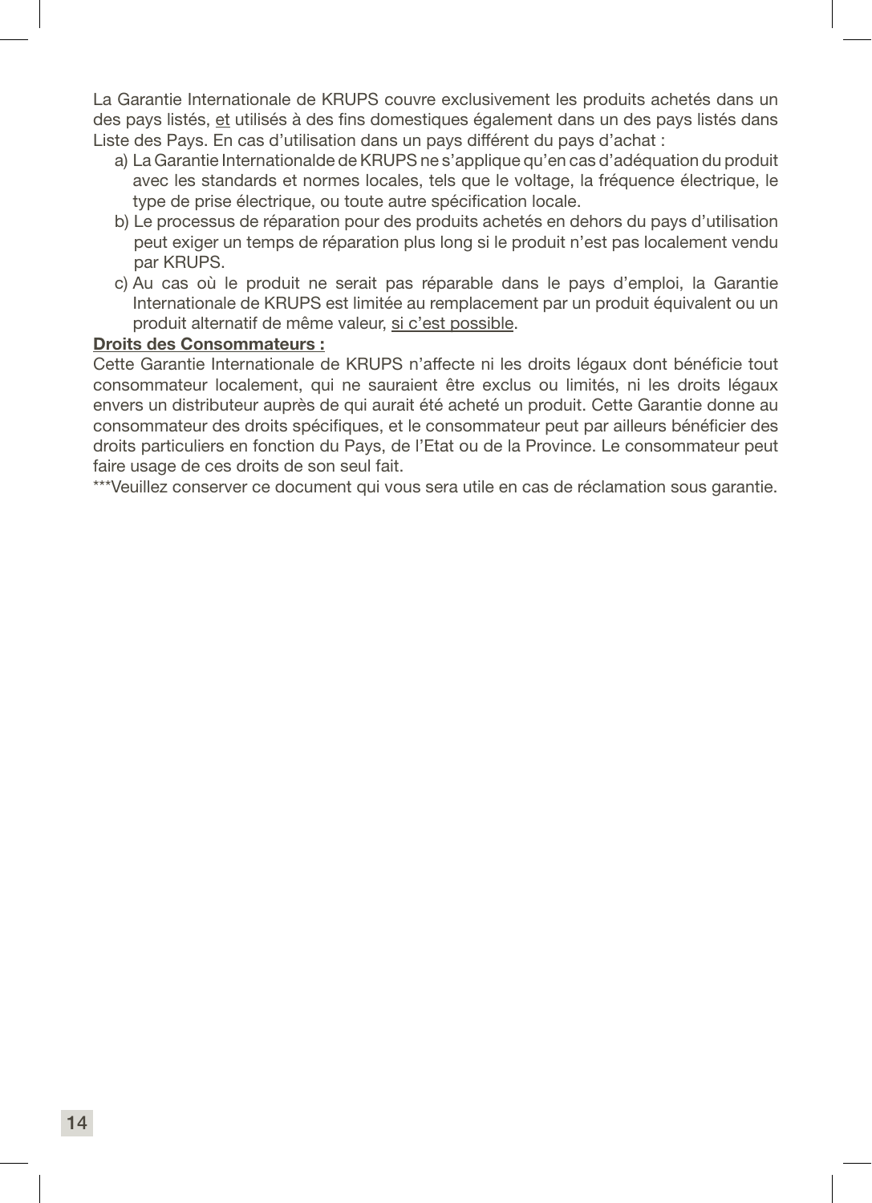La Garantie Internationale de KRUPS couvre exclusivement les produits achetés dans un des pays listés, <u>et</u> utilisés à des fins domestiques également dans un des pays listés dans Liste des Pays. En cas d'utilisation dans un pays différent du pays d'achat :

a) La Garantie Internationalde de KRUPS ne s'applique qu'en cas d'adéquation du produit avec les standards et normes locales, tels que le voltage, la fréquence électrique, le type de prise électrique, ou toute autre spécification locale.
b) Le processus de réparation pour des produits achetés en dehors du pays d'utilisation peut exiger un temps de réparation plus long si le produit n'est pas localement vendu par KRUPS.
c) Au cas où le produit ne serait pas réparable dans le pays d'emploi, la Garantie Internationale de KRUPS est limitée au remplacement par un produit équivalent ou un produit alternatif de même valeur, <u>si c'est possible</u>.

**<u>Droits des Consommateurs :</u>**

Cette Garantie Internationale de KRUPS n'affecte ni les droits légaux dont bénéficie tout consommateur localement, qui ne sauraient être exclus ou limités, ni les droits légaux envers un distributeur auprès de qui aurait été acheté un produit. Cette Garantie donne au consommateur des droits spécifiques, et le consommateur peut par ailleurs bénéficier des droits particuliers en fonction du Pays, de l'Etat ou de la Province. Le consommateur peut faire usage de ces droits de son seul fait.

***Veuillez conserver ce document qui vous sera utile en cas de réclamation sous garantie.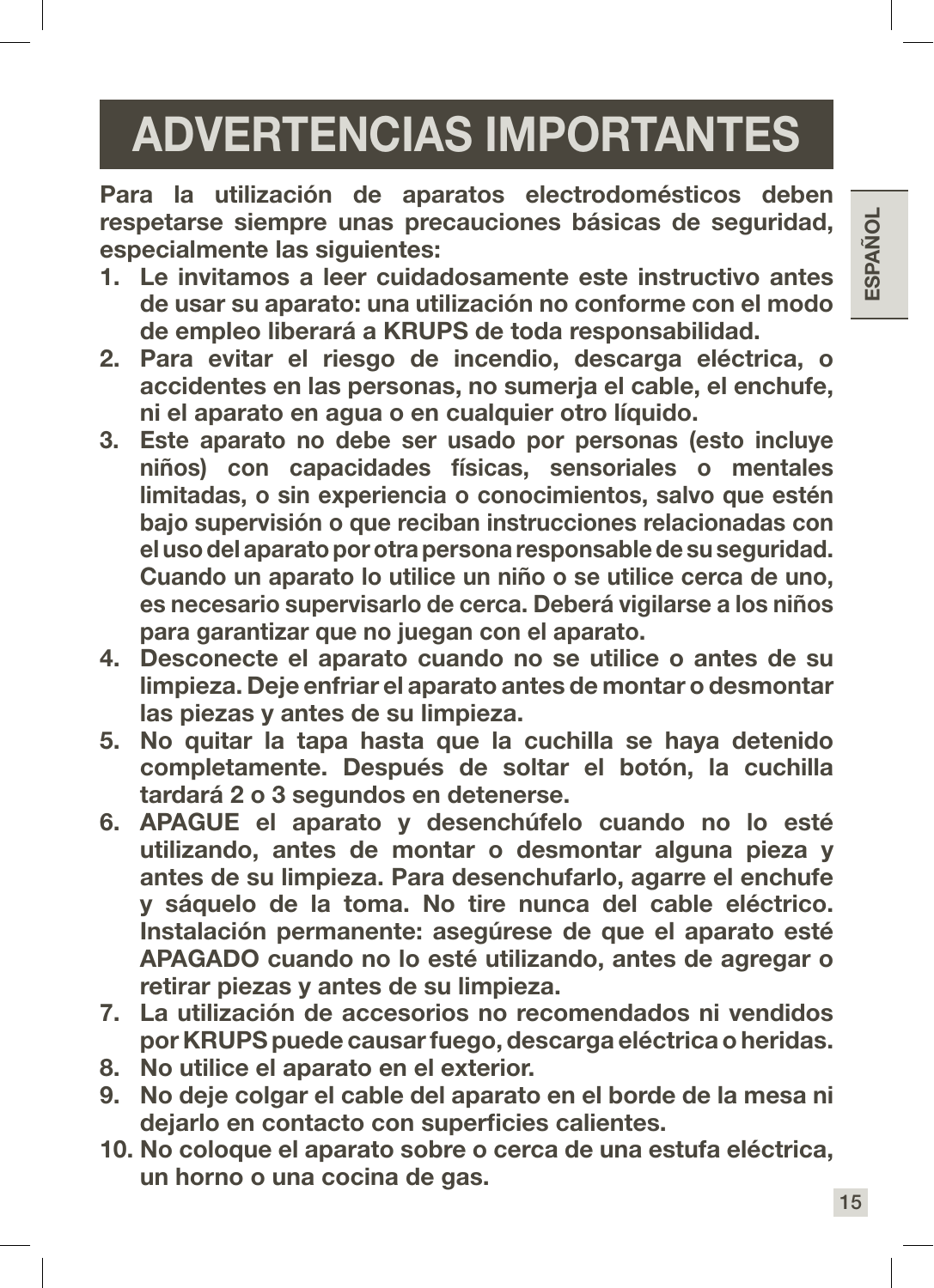# ADVERTENCIAS IMPORTANTES

**Para la utilización de aparatos electrodomésticos deben respetarse siempre unas precauciones básicas de seguridad, especialmente las siguientes:**

1. **Le invitamos a leer cuidadosamente este instructivo antes de usar su aparato: una utilización no conforme con el modo de empleo liberará a KRUPS de toda responsabilidad.**
2. **Para evitar el riesgo de incendio, descarga eléctrica, o accidentes en las personas, no sumerja el cable, el enchufe, ni el aparato en agua o en cualquier otro líquido.**
3. **Este aparato no debe ser usado por personas (esto incluye niños) con capacidades físicas, sensoriales o mentales limitadas, o sin experiencia o conocimientos, salvo que estén bajo supervisión o que reciban instrucciones relacionadas con el uso del aparato por otra persona responsable de su seguridad. Cuando un aparato lo utilice un niño o se utilice cerca de uno, es necesario supervisarlo de cerca. Deberá vigilarse a los niños para garantizar que no juegan con el aparato.**
4. **Desconecte el aparato cuando no se utilice o antes de su limpieza. Deje enfriar el aparato antes de montar o desmontar las piezas y antes de su limpieza.**
5. **No quitar la tapa hasta que la cuchilla se haya detenido completamente. Después de soltar el botón, la cuchilla tardará 2 o 3 segundos en detenerse.**
6. **APAGUE el aparato y desenchúfelo cuando no lo esté utilizando, antes de montar o desmontar alguna pieza y antes de su limpieza. Para desenchufarlo, agarre el enchufe y sáquelo de la toma. No tire nunca del cable eléctrico. Instalación permanente: asegúrese de que el aparato esté APAGADO cuando no lo esté utilizando, antes de agregar o retirar piezas y antes de su limpieza.**
7. **La utilización de accesorios no recomendados ni vendidos por KRUPS puede causar fuego, descarga eléctrica o heridas.**
8. **No utilice el aparato en el exterior.**
9. **No deje colgar el cable del aparato en el borde de la mesa ni dejarlo en contacto con superficies calientes.**
10. **No coloque el aparato sobre o cerca de una estufa eléctrica, un horno o una cocina de gas.**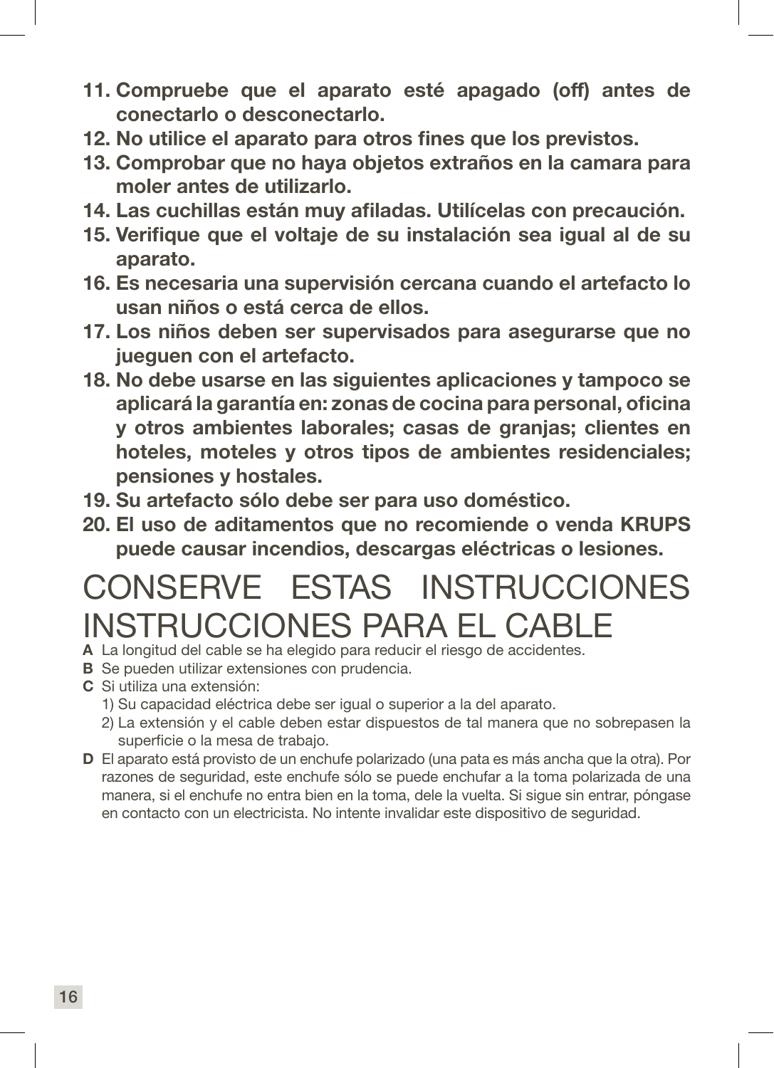11. **Compruebe que el aparato esté apagado (off) antes de conectarlo o desconectarlo.**
12. **No utilice el aparato para otros fines que los previstos.**
13. **Comprobar que no haya objetos extraños en la camara para moler antes de utilizarlo.**
14. **Las cuchillas están muy afiladas. Utilícelas con precaución.**
15. **Verifique que el voltaje de su instalación sea igual al de su aparato.**
16. **Es necesaria una supervisión cercana cuando el artefacto lo usan niños o está cerca de ellos.**
17. **Los niños deben ser supervisados para asegurarse que no jueguen con el artefacto.**
18. **No debe usarse en las siguientes aplicaciones y tampoco se aplicará la garantía en: zonas de cocina para personal, oficina y otros ambientes laborales; casas de granjas; clientes en hoteles, moteles y otros tipos de ambientes residenciales; pensiones y hostales.**
19. **Su artefacto sólo debe ser para uso doméstico.**
20. **El uso de aditamentos que no recomiende o venda KRUPS puede causar incendios, descargas eléctricas o lesiones.**

# CONSERVE ESTAS INSTRUCCIONES

# INSTRUCCIONES PARA EL CABLE

**A** La longitud del cable se ha elegido para reducir el riesgo de accidentes.

**B** Se pueden utilizar extensiones con prudencia.

**C** Si utiliza una extensión:

1) Su capacidad eléctrica debe ser igual o superior a la del aparato.
2) La extensión y el cable deben estar dispuestos de tal manera que no sobrepasen la superficie o la mesa de trabajo.

**D** El aparato está provisto de un enchufe polarizado (una pata es más ancha que la otra). Por razones de seguridad, este enchufe sólo se puede enchufar a la toma polarizada de una manera, si el enchufe no entra bien en la toma, dele la vuelta. Si sigue sin entrar, póngase en contacto con un electricista. No intente invalidar este dispositivo de seguridad.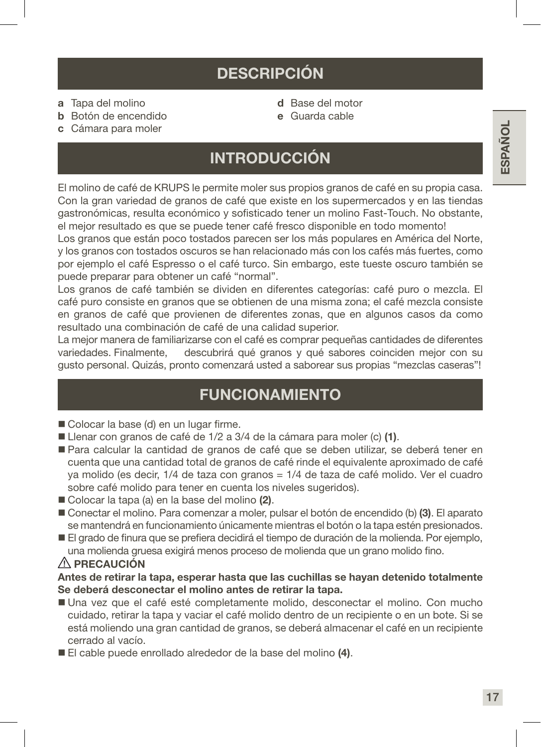## DESCRIPCIÓN

- **a** Tapa del molino
- **b** Botón de encendido
- **c** Cámara para moler
- **d** Base del motor
- **e** Guarda cable

## INTRODUCCIÓN

El molino de café de KRUPS le permite moler sus propios granos de café en su propia casa. Con la gran variedad de granos de café que existe en los supermercados y en las tiendas gastronómicas, resulta económico y sofisticado tener un molino Fast-Touch. No obstante, el mejor resultado es que se puede tener café fresco disponible en todo momento!

Los granos que están poco tostados parecen ser los más populares en América del Norte, y los granos con tostados oscuros se han relacionado más con los cafés más fuertes, como por ejemplo el café Espresso o el café turco. Sin embargo, este tueste oscuro también se puede preparar para obtener un café "normal".

Los granos de café también se dividen en diferentes categorías: café puro o mezcla. El café puro consiste en granos que se obtienen de una misma zona; el café mezcla consiste en granos de café que provienen de diferentes zonas, que en algunos casos da como resultado una combinación de café de una calidad superior.

La mejor manera de familiarizarse con el café es comprar pequeñas cantidades de diferentes variedades. Finalmente, descubrirá qué granos y qué sabores coinciden mejor con su gusto personal. Quizás, pronto comenzará usted a saborear sus propias "mezclas caseras"!

## FUNCIONAMIENTO

- Colocar la base (d) en un lugar firme.
- Llenar con granos de café de 1/2 a 3/4 de la cámara para moler (c) **(1)**.
- Para calcular la cantidad de granos de café que se deben utilizar, se deberá tener en cuenta que una cantidad total de granos de café rinde el equivalente aproximado de café ya molido (es decir, 1/4 de taza con granos = 1/4 de taza de café molido. Ver el cuadro sobre café molido para tener en cuenta los niveles sugeridos).
- Colocar la tapa (a) en la base del molino **(2)**.
- Conectar el molino. Para comenzar a moler, pulsar el botón de encendido (b) **(3)**. El aparato se mantendrá en funcionamiento únicamente mientras el botón o la tapa estén presionados.
- El grado de finura que se prefiera decidirá el tiempo de duración de la molienda. Por ejemplo, una molienda gruesa exigirá menos proceso de molienda que un grano molido fino.

⚠ **PRECAUCIÓN**

**Antes de retirar la tapa, esperar hasta que las cuchillas se hayan detenido totalmente Se deberá desconectar el molino antes de retirar la tapa.**

- Una vez que el café esté completamente molido, desconectar el molino. Con mucho cuidado, retirar la tapa y vaciar el café molido dentro de un recipiente o en un bote. Si se está moliendo una gran cantidad de granos, se deberá almacenar el café en un recipiente cerrado al vacío.
- El cable puede enrollado alrededor de la base del molino **(4)**.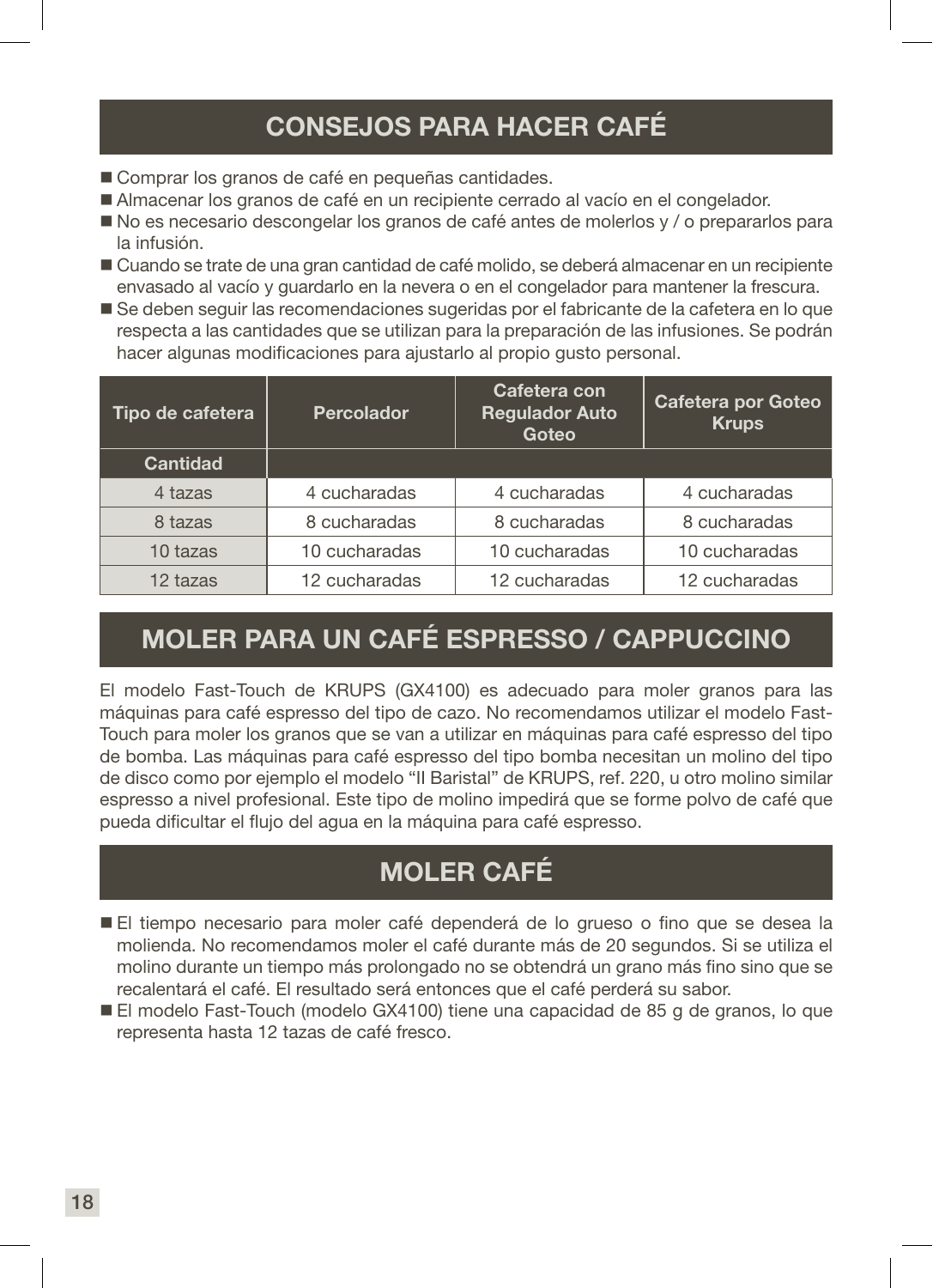## CONSEJOS PARA HACER CAFÉ

- Comprar los granos de café en pequeñas cantidades.
- Almacenar los granos de café en un recipiente cerrado al vacío en el congelador.
- No es necesario descongelar los granos de café antes de molerlos y / o prepararlos para la infusión.
- Cuando se trate de una gran cantidad de café molido, se deberá almacenar en un recipiente envasado al vacío y guardarlo en la nevera o en el congelador para mantener la frescura.
- Se deben seguir las recomendaciones sugeridas por el fabricante de la cafetera en lo que respecta a las cantidades que se utilizan para la preparación de las infusiones. Se podrán hacer algunas modificaciones para ajustarlo al propio gusto personal.

| Tipo de cafetera | Percolador | Cafetera con Regulador Auto Goteo | Cafetera por Goteo Krups |
|---|---|---|---|
| **Cantidad** | | | |
| 4 tazas | 4 cucharadas | 4 cucharadas | 4 cucharadas |
| 8 tazas | 8 cucharadas | 8 cucharadas | 8 cucharadas |
| 10 tazas | 10 cucharadas | 10 cucharadas | 10 cucharadas |
| 12 tazas | 12 cucharadas | 12 cucharadas | 12 cucharadas |

## MOLER PARA UN CAFÉ ESPRESSO / CAPPUCCINO

El modelo Fast-Touch de KRUPS (GX4100) es adecuado para moler granos para las máquinas para café espresso del tipo de cazo. No recomendamos utilizar el modelo Fast-Touch para moler los granos que se van a utilizar en máquinas para café espresso del tipo de bomba. Las máquinas para café espresso del tipo bomba necesitan un molino del tipo de disco como por ejemplo el modelo "Il Baristal" de KRUPS, ref. 220, u otro molino similar espresso a nivel profesional. Este tipo de molino impedirá que se forme polvo de café que pueda dificultar el flujo del agua en la máquina para café espresso.

## MOLER CAFÉ

- El tiempo necesario para moler café dependerá de lo grueso o fino que se desea la molienda. No recomendamos moler el café durante más de 20 segundos. Si se utiliza el molino durante un tiempo más prolongado no se obtendrá un grano más fino sino que se recalentará el café. El resultado será entonces que el café perderá su sabor.
- El modelo Fast-Touch (modelo GX4100) tiene una capacidad de 85 g de granos, lo que representa hasta 12 tazas de café fresco.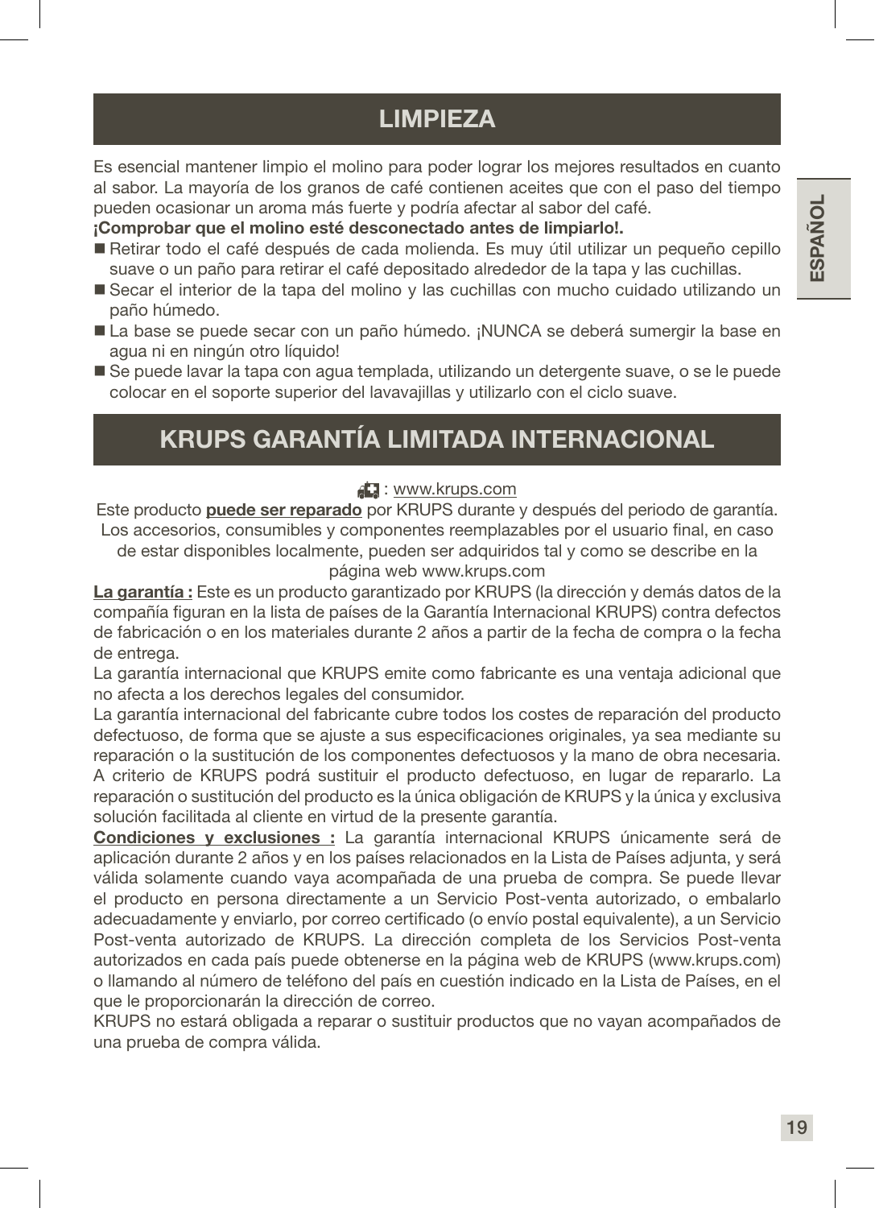## LIMPIEZA

Es esencial mantener limpio el molino para poder lograr los mejores resultados en cuanto al sabor. La mayoría de los granos de café contienen aceites que con el paso del tiempo pueden ocasionar un aroma más fuerte y podría afectar al sabor del café.

**¡Comprobar que el molino esté desconectado antes de limpiarlo!.**

- Retirar todo el café después de cada molienda. Es muy útil utilizar un pequeño cepillo suave o un paño para retirar el café depositado alrededor de la tapa y las cuchillas.
- Secar el interior de la tapa del molino y las cuchillas con mucho cuidado utilizando un paño húmedo.
- La base se puede secar con un paño húmedo. ¡NUNCA se deberá sumergir la base en agua ni en ningún otro líquido!
- Se puede lavar la tapa con agua templada, utilizando un detergente suave, o se le puede colocar en el soporte superior del lavavajillas y utilizarlo con el ciclo suave.

## KRUPS GARANTÍA LIMITADA INTERNACIONAL

: www.krups.com

Este producto **puede ser reparado** por KRUPS durante y después del periodo de garantía. Los accesorios, consumibles y componentes reemplazables por el usuario final, en caso de estar disponibles localmente, pueden ser adquiridos tal y como se describe en la página web www.krups.com

**La garantía :** Este es un producto garantizado por KRUPS (la dirección y demás datos de la compañía figuran en la lista de países de la Garantía Internacional KRUPS) contra defectos de fabricación o en los materiales durante 2 años a partir de la fecha de compra o la fecha de entrega.

La garantía internacional que KRUPS emite como fabricante es una ventaja adicional que no afecta a los derechos legales del consumidor.

La garantía internacional del fabricante cubre todos los costes de reparación del producto defectuoso, de forma que se ajuste a sus especificaciones originales, ya sea mediante su reparación o la sustitución de los componentes defectuosos y la mano de obra necesaria. A criterio de KRUPS podrá sustituir el producto defectuoso, en lugar de repararlo. La reparación o sustitución del producto es la única obligación de KRUPS y la única y exclusiva solución facilitada al cliente en virtud de la presente garantía.

**Condiciones y exclusiones :** La garantía internacional KRUPS únicamente será de aplicación durante 2 años y en los países relacionados en la Lista de Países adjunta, y será válida solamente cuando vaya acompañada de una prueba de compra. Se puede llevar el producto en persona directamente a un Servicio Post-venta autorizado, o embalarlo adecuadamente y enviarlo, por correo certificado (o envío postal equivalente), a un Servicio Post-venta autorizado de KRUPS. La dirección completa de los Servicios Post-venta autorizados en cada país puede obtenerse en la página web de KRUPS (www.krups.com) o llamando al número de teléfono del país en cuestión indicado en la Lista de Países, en el que le proporcionarán la dirección de correo.

KRUPS no estará obligada a reparar o sustituir productos que no vayan acompañados de una prueba de compra válida.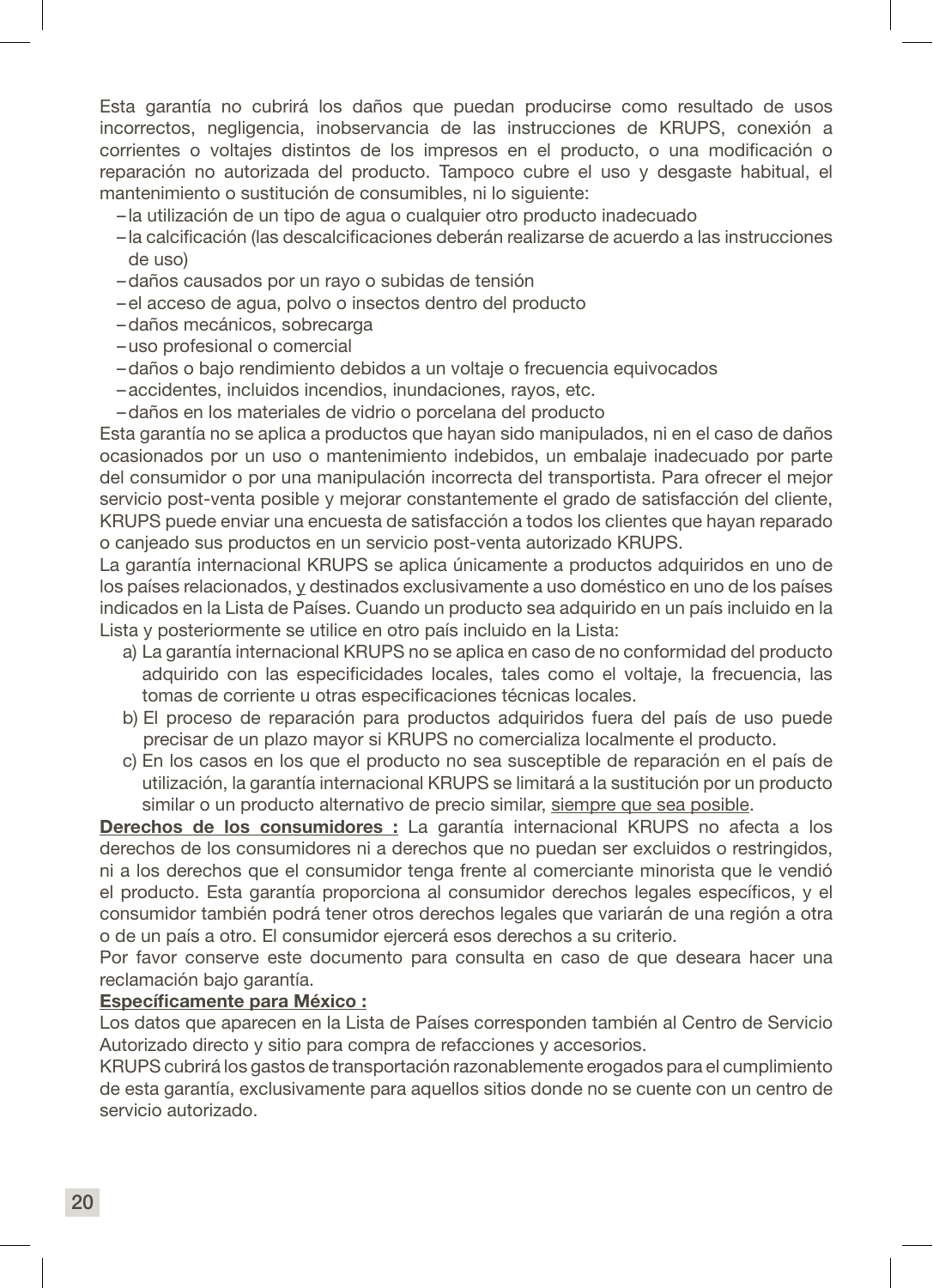Esta garantía no cubrirá los daños que puedan producirse como resultado de usos incorrectos, negligencia, inobservancia de las instrucciones de KRUPS, conexión a corrientes o voltajes distintos de los impresos en el producto, o una modificación o reparación no autorizada del producto. Tampoco cubre el uso y desgaste habitual, el mantenimiento o sustitución de consumibles, ni lo siguiente:

- la utilización de un tipo de agua o cualquier otro producto inadecuado
- la calcificación (las descalcificaciones deberán realizarse de acuerdo a las instrucciones de uso)
- daños causados por un rayo o subidas de tensión
- el acceso de agua, polvo o insectos dentro del producto
- daños mecánicos, sobrecarga
- uso profesional o comercial
- daños o bajo rendimiento debidos a un voltaje o frecuencia equivocados
- accidentes, incluidos incendios, inundaciones, rayos, etc.
- daños en los materiales de vidrio o porcelana del producto

Esta garantía no se aplica a productos que hayan sido manipulados, ni en el caso de daños ocasionados por un uso o mantenimiento indebidos, un embalaje inadecuado por parte del consumidor o por una manipulación incorrecta del transportista. Para ofrecer el mejor servicio post-venta posible y mejorar constantemente el grado de satisfacción del cliente, KRUPS puede enviar una encuesta de satisfacción a todos los clientes que hayan reparado o canjeado sus productos en un servicio post-venta autorizado KRUPS.

La garantía internacional KRUPS se aplica únicamente a productos adquiridos en uno de los países relacionados, y destinados exclusivamente a uso doméstico en uno de los países indicados en la Lista de Países. Cuando un producto sea adquirido en un país incluido en la Lista y posteriormente se utilice en otro país incluido en la Lista:

a) La garantía internacional KRUPS no se aplica en caso de no conformidad del producto adquirido con las especificidades locales, tales como el voltaje, la frecuencia, las tomas de corriente u otras especificaciones técnicas locales.

b) El proceso de reparación para productos adquiridos fuera del país de uso puede precisar de un plazo mayor si KRUPS no comercializa localmente el producto.

c) En los casos en los que el producto no sea susceptible de reparación en el país de utilización, la garantía internacional KRUPS se limitará a la sustitución por un producto similar o un producto alternativo de precio similar, siempre que sea posible.

**Derechos de los consumidores :** La garantía internacional KRUPS no afecta a los derechos de los consumidores ni a derechos que no puedan ser excluidos o restringidos, ni a los derechos que el consumidor tenga frente al comerciante minorista que le vendió el producto. Esta garantía proporciona al consumidor derechos legales específicos, y el consumidor también podrá tener otros derechos legales que variarán de una región a otra o de un país a otro. El consumidor ejercerá esos derechos a su criterio.

Por favor conserve este documento para consulta en caso de que deseara hacer una reclamación bajo garantía.

**Específicamente para México :**

Los datos que aparecen en la Lista de Países corresponden también al Centro de Servicio Autorizado directo y sitio para compra de refacciones y accesorios.

KRUPS cubrirá los gastos de transportación razonablemente erogados para el cumplimiento de esta garantía, exclusivamente para aquellos sitios donde no se cuente con un centro de servicio autorizado.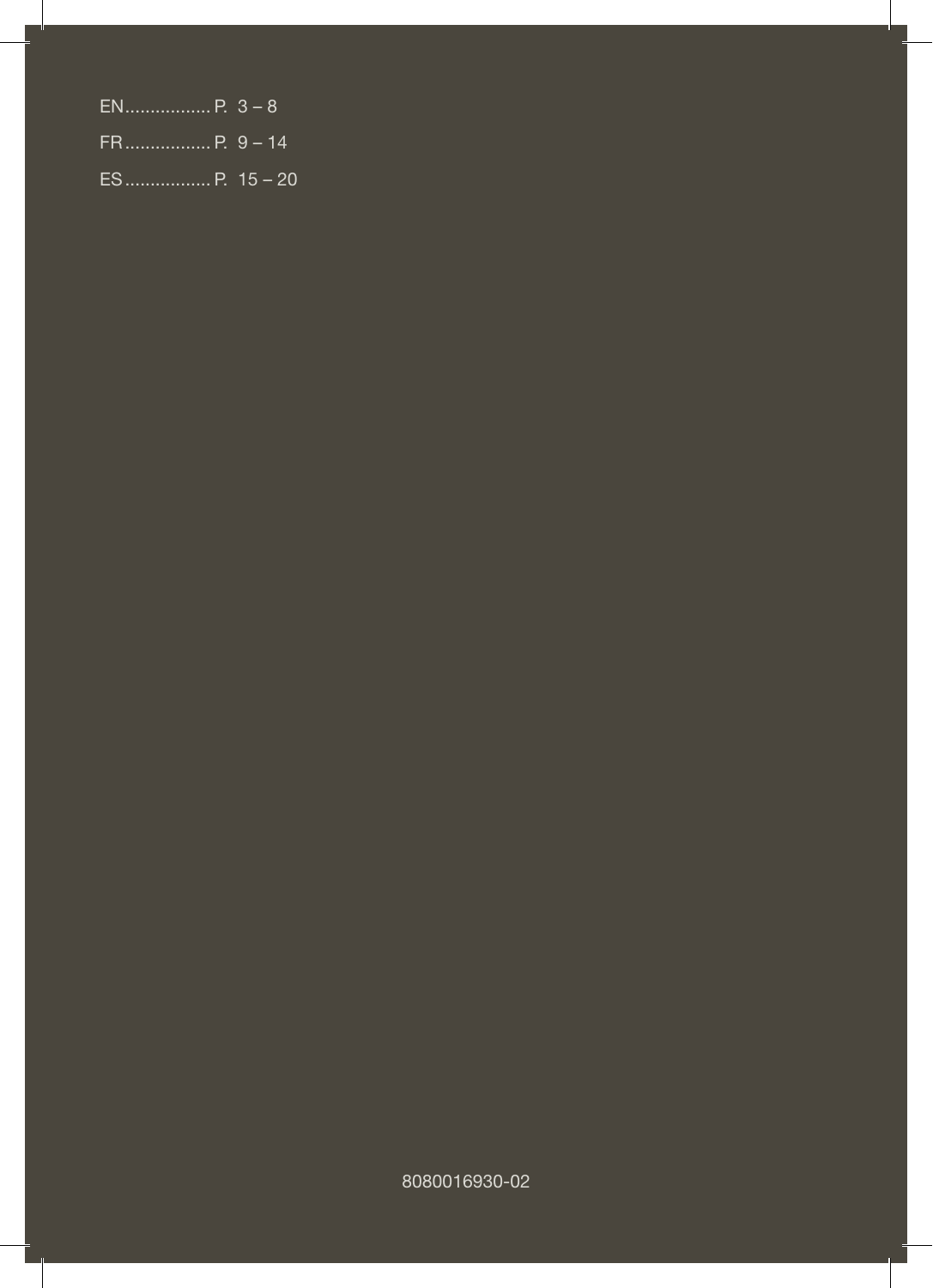EN................. P. 3 – 8

FR................. P. 9 – 14

ES................. P. 15 – 20

8080016930-02